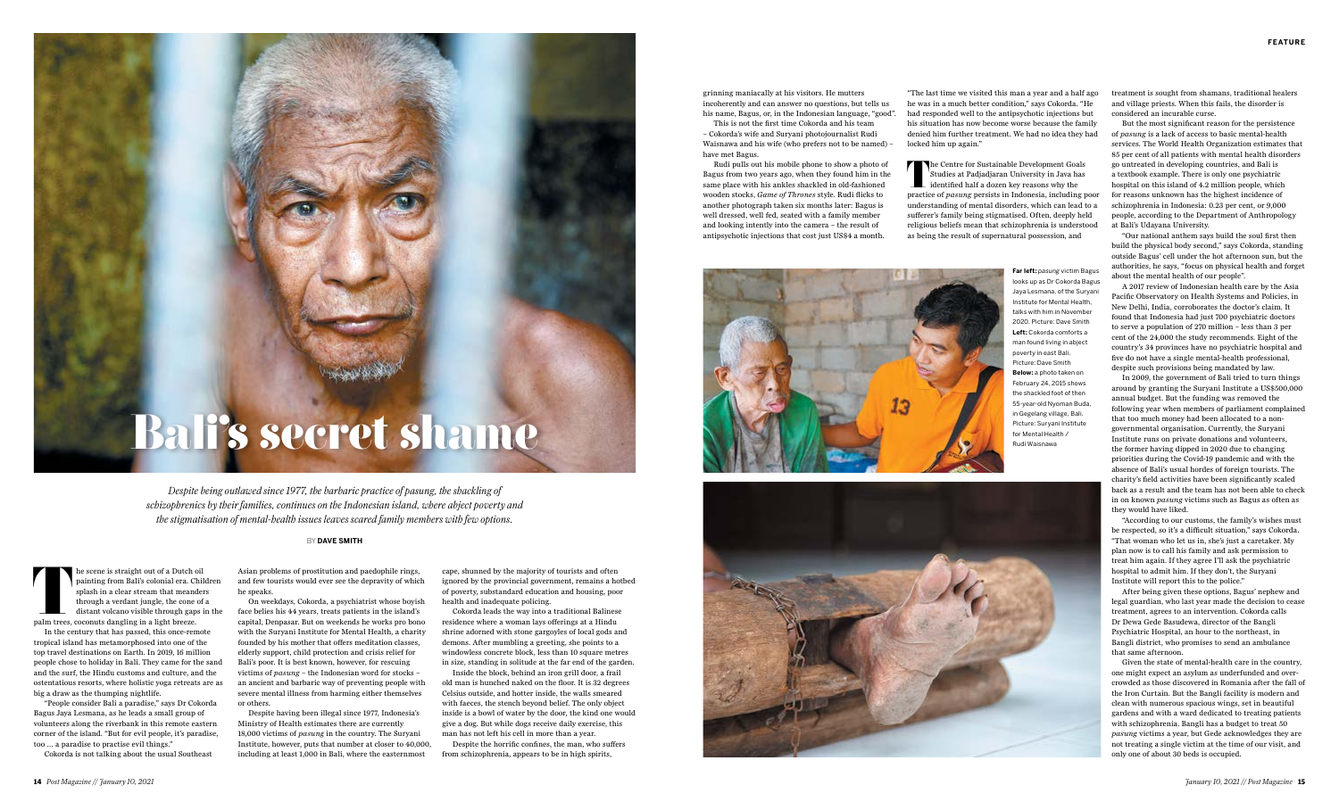# Bali's secret shame

*Despite being outlawed since 1977, the barbaric practice of pasung, the shackling of schizophrenics by their families, continues on the Indonesian island, where abject poverty and the stigmatisation of mental-health issues leaves scared family members with few options.*

BY **DAVE SMITH**

The scene is straight out of a Dutch oil painting from Bali's colonial era. Children splash in a clear stream that meanders through a verdant jungle, the cone of a distant volcano visible through gaps in the palm trees, coconuts dangling in a light breeze.

In the century that has passed, this once-remote tropical island has metamorphosed into one of the top travel destinations on Earth. In 2019, 16 million people chose to holiday in Bali. They came for the sand and the surf, the Hindu customs and culture, and the ostentatious resorts, where holistic yoga retreats are as big a draw as the thumping nightlife.

"People consider Bali a paradise," says Dr Cokorda Bagus Jaya Lesmana, as he leads a small group of volunteers along the riverbank in this remote eastern corner of the island. "But for evil people, it's paradise, too … a paradise to practise evil things."

Cokorda is not talking about the usual Southeast Asian problems of prostitution and paedophile rings, and few tourists would ever see the depravity of which he speaks.

On weekdays, Cokorda, a psychiatrist whose boyish face belies his 44 years, treats patients in the island's capital, Denpasar. But on weekends he works pro bono with the Suryani Institute for Mental Health, a charity founded by his mother that offers meditation classes, elderly support, child protection and crisis relief for Bali's poor. It is best known, however, for rescuing victims of *pasung* – the Indonesian word for stocks – an ancient and barbaric way of preventing people with severe mental illness from harming either themselves or others.

Despite having been illegal since 1977, Indonesia's Ministry of Health estimates there are currently 18,000 victims of *pasung* in the country. The Suryani Institute, however, puts that number at closer to 40,000, including at least 1,000 in Bali, where the easternmost cape, shunned by the majority of tourists and often ignored by the provincial government, remains a hotbed of poverty, substandard education and housing, poor health and inadequate policing.

Cokorda leads the way into a traditional Balinese residence where a woman lays offerings at a Hindu shrine adorned with stone gargoyles of local gods and demons. After mumbling a greeting, she points to a windowless concrete block, less than 10 square metres in size, standing in solitude at the far end of the garden.

Inside the block, behind an iron grill door, a frail old man is hunched naked on the floor. It is 32 degrees Celsius outside, and hotter inside, the walls smeared with faeces, the stench beyond belief. The only object inside is a bowl of water by the door, the kind one would give a dog. But while dogs receive daily exercise, this man has not left his cell in more than a year.

Despite the horrific confines, the man, who suffers from schizophrenia, appears to be in high spirits, grinning maniacally at his visitors. He mutters incoherently and can answer no questions, but tells us his name, Bagus, or, in the Indonesian language, "good".

This is not the first time Cokorda and his team – Cokorda's wife and Suryani photojournalist Rudi Waisnawa and his wife (who prefers not to be named) – have met Bagus.

Rudi pulls out his mobile phone to show a photo of Bagus from two years ago, when they found him in the same place with his ankles shackled in old-fashioned wooden stocks, *Game of Thrones* style. Rudi flicks to another photograph taken six months later: Bagus is well dressed, well fed, seated with a family member and looking intently into the camera – the result of antipsychotic injections that cost just US$4 a month.

"The last time we visited this man a year and a half ago he was in a much better condition," says Cokorda. "He had responded well to the antipsychotic injections but his situation has now become worse because the family denied him further treatment. We had no idea they had locked him up again."

The Centre for Sustainable Development Goals Studies at Padjadjaran University in Java has identified half a dozen key reasons why the practice of *pasung* persists in Indonesia, including poor understanding of mental disorders, which can lead to a sufferer's family being stigmatised. Often, deeply held religious beliefs mean that schizophrenia is understood as being the result of supernatural possession, and treatment is sought from shamans, traditional healers and village priests. When this fails, the disorder is considered an incurable curse.

But the most significant reason for the persistence of *pasung* is a lack of access to basic mental-health services. The World Health Organization estimates that 85 per cent of all patients with mental health disorders go untreated in developing countries, and Bali is a textbook example. There is only one psychiatric hospital on this island of 4.2 million people, which for reasons unknown has the highest incidence of schizophrenia in Indonesia: 0.23 per cent, or 9,000 people, according to the Department of Anthropology at Bali's Udayana University.

"Our national anthem says build the soul first then build the physical body second," says Cokorda, standing outside Bagus' cell under the hot afternoon sun, but the authorities, he says, "focus on physical health and forget about the mental health of our people".

A 2017 review of Indonesian health care by the Asia Pacific Observatory on Health Systems and Policies, in New Delhi, India, corroborates the doctor's claim. It found that Indonesia had just 700 psychiatric doctors to serve a population of 270 million – less than 3 per cent of the 24,000 the study recommends. Eight of the country's 34 provinces have no psychiatric hospital and five do not have a single mental-health professional, despite such provisions being mandated by law.

In 2009, the government of Bali tried to turn things around by granting the Suryani Institute a US$500,000 annual budget. But the funding was removed the following year when members of parliament complained that too much money had been allocated to a non-governmental organisation. Currently, the Suryani Institute runs on private donations and volunteers, the former having dipped in 2020 due to changing priorities during the Covid-19 pandemic and with the absence of Bali's usual hordes of foreign tourists. The charity's field activities have been significantly scaled back as a result and the team has not been able to check in on known *pasung* victims such as Bagus as often as they would have liked.

"According to our customs, the family's wishes must be respected, so it's a difficult situation," says Cokorda. "That woman who let us in, she's just a caretaker. My plan now is to call his family and ask permission to treat him again. If they agree I'll ask the psychiatric hospital to admit him. If they don't, the Suryani Institute will report this to the police."

After being given these options, Bagus' nephew and legal guardian, who last year made the decision to cease treatment, agrees to an intervention. Cokorda calls Dr Dewa Gede Basudewa, director of the Bangli Psychiatric Hospital, an hour to the northeast, in Bangli district, who promises to send an ambulance that same afternoon.

Given the state of mental-health care in the country, one might expect an asylum as underfunded and overcrowded as those discovered in Romania after the fall of the Iron Curtain. But the Bangli facility is modern and clean with numerous spacious wings, set in beautiful gardens and with a ward dedicated to treating patients with schizophrenia. Bangli has a budget to treat 50 *pasung* victims a year, but Gede acknowledges they are not treating a single victim at the time of our visit, and only one of about 30 beds is occupied.

**Far left:** *pasung* victim Bagus looks up as Dr Cokorda Bagus Jaya Lesmana, of the Suryani Institute for Mental Health, talks with him in November 2020. Picture: Dave Smith **Left:** Cokorda comforts a man found living in abject poverty in east Bali. Picture: Dave Smith **Below:** a photo taken on February 24, 2015 shows the shackled foot of then 55-year-old Nyoman Buda, in Gegelang village, Bali. Picture: Suryani Institute for Mental Health / Rudi Waisnawa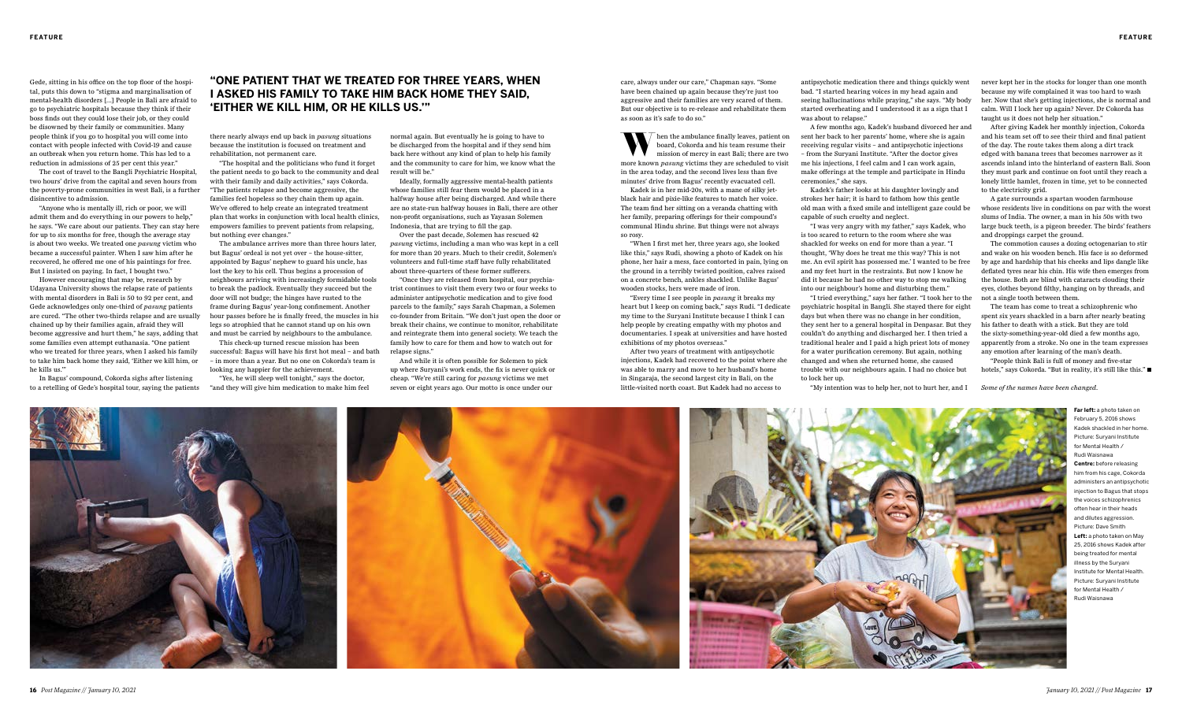Gede, sitting in his office on the top floor of the hospital, puts this down to "stigma and marginalisation of mental-health disorders […] People in Bali are afraid to go to psychiatric hospitals because they think if their boss finds out they could lose their job, or they could be disowned by their family or communities. Many people think if you go to hospital you will come into contact with people infected with Covid-19 and cause an outbreak when you return home. This has led to a reduction in admissions of 25 per cent this year."

The cost of travel to the Bangli Psychiatric Hospital, two hours' drive from the capital and seven hours from the poverty-prone communities in west Bali, is a further disincentive to admission.

"Anyone who is mentally ill, rich or poor, we will admit them and do everything in our powers to help," he says. "We care about our patients. They can stay here for up to six months for free, though the average stay is about two weeks. We treated one *pasung* victim who became a successful painter. When I saw him after he recovered, he offered me one of his paintings for free. But I insisted on paying. In fact, I bought two."

However encouraging that may be, research by Udayana University shows the relapse rate of patients with mental disorders in Bali is 50 to 92 per cent, and Gede acknowledges only one-third of *pasung* patients are cured. "The other two-thirds relapse and are usually chained up by their families again, afraid they will become aggressive and hurt them," he says, adding that some families even attempt euthanasia. "One patient who we treated for three years, when I asked his family to take him back home they said, 'Either we kill him, or he kills us.'"

In Bagus' compound, Cokorda sighs after listening to a retelling of Gede's hospital tour, saying the patients there nearly always end up back in *pasung* situations because the institution is focused on treatment and rehabilitation, not permanent care.

## "ONE PATIENT THAT WE TREATED FOR THREE YEARS, WHEN I ASKED HIS FAMILY TO TAKE HIM BACK HOME THEY SAID, 'EITHER WE KILL HIM, OR HE KILLS US.'"

"The hospital and the politicians who fund it forget the patient needs to go back to the community and deal with their family and daily activities," says Cokorda. "The patients relapse and become aggressive, the families feel hopeless so they chain them up again. We've offered to help create an integrated treatment plan that works in conjunction with local health clinics, empowers families to prevent patients from relapsing, but nothing ever changes."

The ambulance arrives more than three hours later, but Bagus' ordeal is not yet over – the house-sitter, appointed by Bagus' nephew to guard his uncle, has lost the key to his cell. Thus begins a procession of neighbours arriving with increasingly formidable tools to break the padlock. Eventually they succeed but the door will not budge; the hinges have rusted to the frame during Bagus' year-long confinement. Another hour passes before he is finally freed, the muscles in his legs so atrophied that he cannot stand up on his own and must be carried by neighbours to the ambulance.

This check-up turned rescue mission has been successful: Bagus will have his first hot meal – and bath – in more than a year. But no one on Cokorda's team is looking any happier for the achievement.

"Yes, he will sleep well tonight," says the doctor, "and they will give him medication to make him feel normal again. But eventually he is going to have to be discharged from the hospital and if they send him back here without any kind of plan to help his family and the community to care for him, we know what the result will be."

Ideally, formally aggressive mental-health patients whose families still fear them would be placed in a halfway house after being discharged. And while there are no state-run halfway houses in Bali, there are other non-profit organisations, such as Yayasan Solemen Indonesia, that are trying to fill the gap.

Over the past decade, Solemen has rescued 42 *pasung* victims, including a man who was kept in a cell for more than 20 years. Much to their credit, Solemen's volunteers and full-time staff have fully rehabilitated about three-quarters of these former sufferers.

"Once they are released from hospital, our psychiatrist continues to visit them every two or four weeks to administer antipsychotic medication and to give food parcels to the family," says Sarah Chapman, a Solemen co-founder from Britain. "We don't just open the door or break their chains, we continue to monitor, rehabilitate and reintegrate them into general society. We teach the family how to care for them and how to watch out for relapse signs."

And while it is often possible for Solemen to pick up where Suryani's work ends, the fix is never quick or cheap. "We're still caring for *pasung* victims we met seven or eight years ago. Our motto is once under our care, always under our care," Chapman says. "Some have been chained up again because they're just too aggressive and their families are very scared of them. But our objective is to re-release and rehabilitate them as soon as it's safe to do so."

When the ambulance finally leaves, patient on board, Cokorda and his team resume their mission of mercy in east Bali; there are two more known *pasung* victims they are scheduled to visit in the area today, and the second lives less than five minutes' drive from Bagus' recently evacuated cell.

Kadek is in her mid-20s, with a mane of silky jet-black hair and pixie-like features to match her voice. The team find her sitting on a veranda chatting with her family, preparing offerings for their compound's communal Hindu shrine. But things were not always so rosy.

"When I first met her, three years ago, she looked like this," says Rudi, showing a photo of Kadek on his phone, her hair a mess, face contorted in pain, lying on the ground in a terribly twisted position, calves raised on a concrete bench, ankles shackled. Unlike Bagus' wooden stocks, hers were made of iron.

"Every time I see people in *pasung* it breaks my heart but I keep on coming back," says Rudi. "I dedicate my time to the Suryani Institute because I think I can help people by creating empathy with my photos and documentaries. I speak at universities and have hosted exhibitions of my photos overseas."

After two years of treatment with antipsychotic injections, Kadek had recovered to the point where she was able to marry and move to her husband's home in Singaraja, the second largest city in Bali, on the little-visited north coast. But Kadek had no access to antipsychotic medication there and things quickly went bad. "I started hearing voices in my head again and seeing hallucinations while praying," she says. "My body started overheating and I understood it as a sign that I was about to relapse."

A few months ago, Kadek's husband divorced her and sent her back to her parents' home, where she is again receiving regular visits – and antipsychotic injections – from the Suryani Institute. "After the doctor gives me his injections, I feel calm and I can work again, make offerings at the temple and participate in Hindu ceremonies," she says.

Kadek's father looks at his daughter lovingly and strokes her hair; it is hard to fathom how this gentle old man with a fixed smile and intelligent gaze could be capable of such cruelty and neglect.

"I was very angry with my father," says Kadek, who is too scared to return to the room where she was shackled for weeks on end for more than a year. "I thought, 'Why does he treat me this way? This is not me. An evil spirit has possessed me.' I wanted to be free and my feet hurt in the restraints. But now I know he did it because he had no other way to stop me walking into our neighbour's home and disturbing them."

"I tried everything," says her father. "I took her to the psychiatric hospital in Bangli. She stayed there for eight days but when there was no change in her condition, they sent her to a general hospital in Denpasar. But they couldn't do anything and discharged her. I then tried a traditional healer and I paid a high priest lots of money for a water purification ceremony. But again, nothing changed and when she returned home, she caused trouble with our neighbours again. I had no choice but to lock her up.

"My intention was to help her, not to hurt her, and I never kept her in the stocks for longer than one month because my wife complained it was too hard to wash her. Now that she's getting injections, she is normal and calm. Will I lock her up again? Never. Dr Cokorda has taught us it does not help her situation."

After giving Kadek her monthly injection, Cokorda and his team set off to see their third and final patient of the day. The route takes them along a dirt track edged with banana trees that becomes narrower as it ascends inland into the hinterland of eastern Bali. Soon they must park and continue on foot until they reach a lonely little hamlet, frozen in time, yet to be connected to the electricity grid.

A gate surrounds a spartan wooden farmhouse whose residents live in conditions on par with the worst slums of India. The owner, a man in his 50s with two large buck teeth, is a pigeon breeder. The birds' feathers and droppings carpet the ground.

The commotion causes a dozing octogenarian to stir and wake on his wooden bench. His face is so deformed by age and hardship that his cheeks and lips dangle like deflated tyres near his chin. His wife then emerges from the house. Both are blind with cataracts clouding their eyes, clothes beyond filthy, hanging on by threads, and not a single tooth between them.

The team has come to treat a schizophrenic who spent six years shackled in a barn after nearly beating his father to death with a stick. But they are told the sixty-something-year-old died a few months ago, apparently from a stroke. No one in the team expresses any emotion after learning of the man's death.

"People think Bali is full of money and five-star hotels," says Cokorda. "But in reality, it's still like this." ■

*Some of the names have been changed.*

**Far left:** a photo taken on February 5, 2016 shows Kadek shackled in her home. Picture: Suryani Institute for Mental Health / Rudi Waisnawa
**Centre:** before releasing him from his cage, Cokorda administers an antipsychotic injection to Bagus that stops the voices schizophrenics often hear in their heads and dilutes aggression. Picture: Dave Smith
**Left:** a photo taken on May 25, 2016 shows Kadek after being treated for mental illness by the Suryani Institute for Mental Health. Picture: Suryani Institute for Mental Health / Rudi Waisnawa